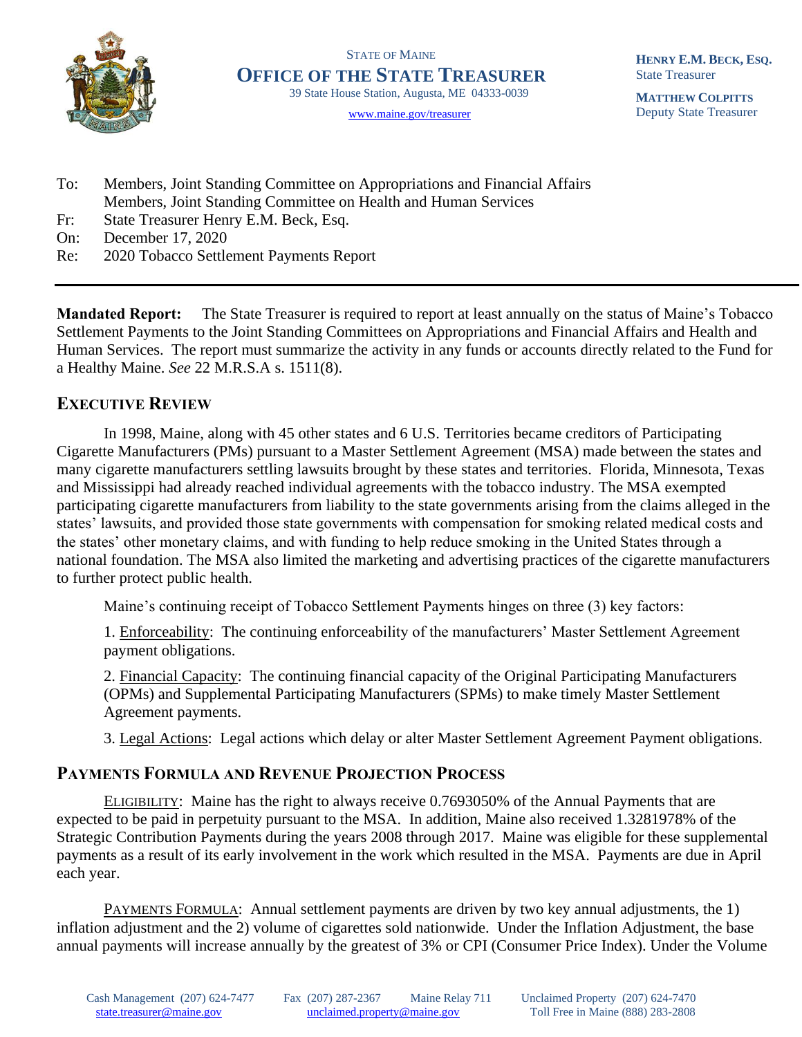STATE OF MAINE

# OFFICE OF THE STATE TREASURER

39 State House Station, Augusta, ME 04333-0039

www.maine.gov/treasurer

**HENRY E.M. BECK, ESQ.**
State Treasurer

**MATTHEW COLPITTS**
Deputy State Treasurer

To: Members, Joint Standing Committee on Appropriations and Financial Affairs
Members, Joint Standing Committee on Health and Human Services
Fr: State Treasurer Henry E.M. Beck, Esq.
On: December 17, 2020
Re: 2020 Tobacco Settlement Payments Report

---

**Mandated Report:** The State Treasurer is required to report at least annually on the status of Maine's Tobacco Settlement Payments to the Joint Standing Committees on Appropriations and Financial Affairs and Health and Human Services. The report must summarize the activity in any funds or accounts directly related to the Fund for a Healthy Maine. *See* 22 M.R.S.A s. 1511(8).

## EXECUTIVE REVIEW

In 1998, Maine, along with 45 other states and 6 U.S. Territories became creditors of Participating Cigarette Manufacturers (PMs) pursuant to a Master Settlement Agreement (MSA) made between the states and many cigarette manufacturers settling lawsuits brought by these states and territories. Florida, Minnesota, Texas and Mississippi had already reached individual agreements with the tobacco industry. The MSA exempted participating cigarette manufacturers from liability to the state governments arising from the claims alleged in the states' lawsuits, and provided those state governments with compensation for smoking related medical costs and the states' other monetary claims, and with funding to help reduce smoking in the United States through a national foundation. The MSA also limited the marketing and advertising practices of the cigarette manufacturers to further protect public health.

Maine's continuing receipt of Tobacco Settlement Payments hinges on three (3) key factors:

1. Enforceability: The continuing enforceability of the manufacturers' Master Settlement Agreement payment obligations.

2. Financial Capacity: The continuing financial capacity of the Original Participating Manufacturers (OPMs) and Supplemental Participating Manufacturers (SPMs) to make timely Master Settlement Agreement payments.

3. Legal Actions: Legal actions which delay or alter Master Settlement Agreement Payment obligations.

## PAYMENTS FORMULA AND REVENUE PROJECTION PROCESS

ELIGIBILITY: Maine has the right to always receive 0.7693050% of the Annual Payments that are expected to be paid in perpetuity pursuant to the MSA. In addition, Maine also received 1.3281978% of the Strategic Contribution Payments during the years 2008 through 2017. Maine was eligible for these supplemental payments as a result of its early involvement in the work which resulted in the MSA. Payments are due in April each year.

PAYMENTS FORMULA: Annual settlement payments are driven by two key annual adjustments, the 1) inflation adjustment and the 2) volume of cigarettes sold nationwide. Under the Inflation Adjustment, the base annual payments will increase annually by the greatest of 3% or CPI (Consumer Price Index). Under the Volume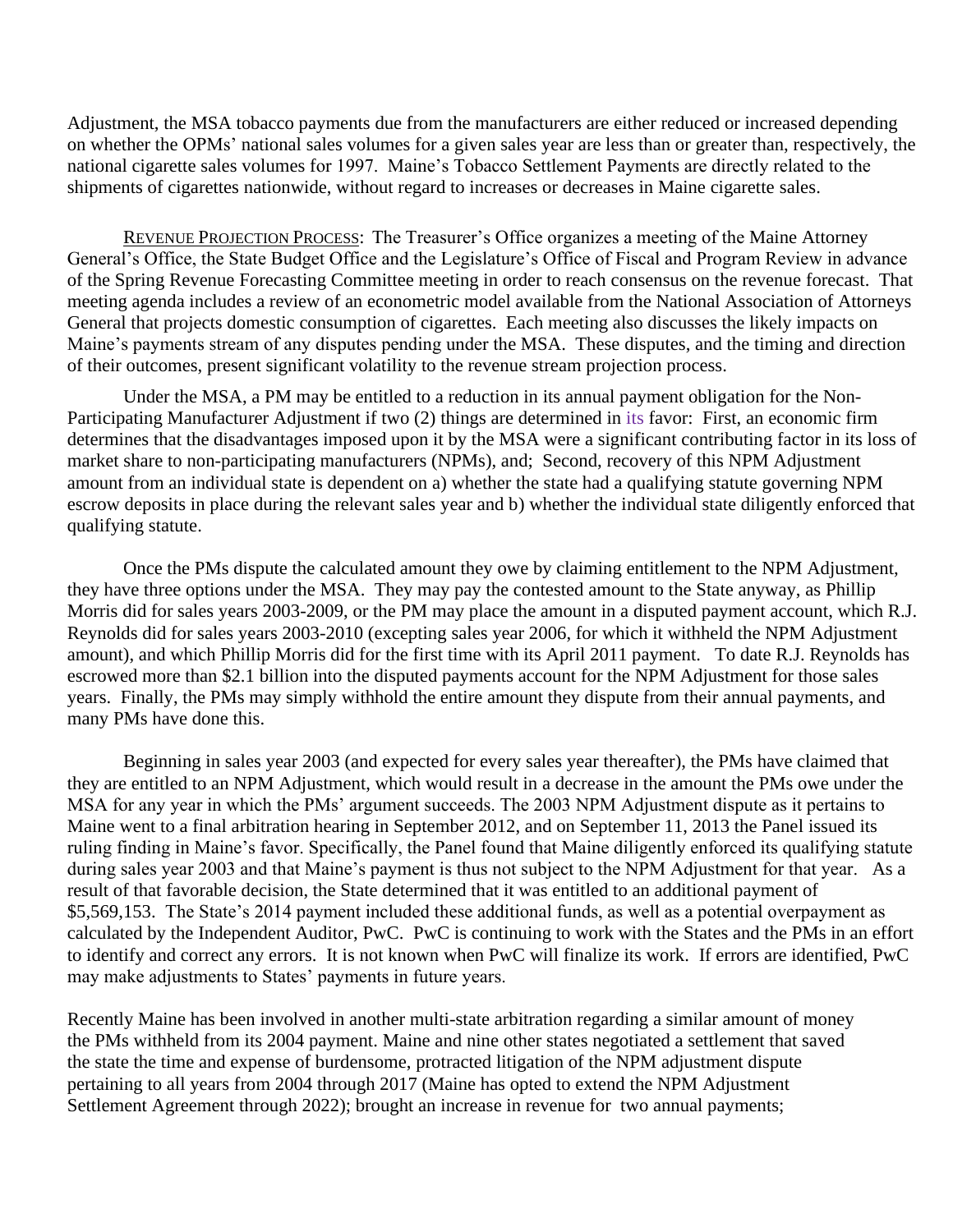Adjustment, the MSA tobacco payments due from the manufacturers are either reduced or increased depending on whether the OPMs' national sales volumes for a given sales year are less than or greater than, respectively, the national cigarette sales volumes for 1997. Maine's Tobacco Settlement Payments are directly related to the shipments of cigarettes nationwide, without regard to increases or decreases in Maine cigarette sales.

REVENUE PROJECTION PROCESS: The Treasurer's Office organizes a meeting of the Maine Attorney General's Office, the State Budget Office and the Legislature's Office of Fiscal and Program Review in advance of the Spring Revenue Forecasting Committee meeting in order to reach consensus on the revenue forecast. That meeting agenda includes a review of an econometric model available from the National Association of Attorneys General that projects domestic consumption of cigarettes. Each meeting also discusses the likely impacts on Maine's payments stream of any disputes pending under the MSA. These disputes, and the timing and direction of their outcomes, present significant volatility to the revenue stream projection process.

Under the MSA, a PM may be entitled to a reduction in its annual payment obligation for the Non-Participating Manufacturer Adjustment if two (2) things are determined in its favor: First, an economic firm determines that the disadvantages imposed upon it by the MSA were a significant contributing factor in its loss of market share to non-participating manufacturers (NPMs), and; Second, recovery of this NPM Adjustment amount from an individual state is dependent on a) whether the state had a qualifying statute governing NPM escrow deposits in place during the relevant sales year and b) whether the individual state diligently enforced that qualifying statute.

Once the PMs dispute the calculated amount they owe by claiming entitlement to the NPM Adjustment, they have three options under the MSA. They may pay the contested amount to the State anyway, as Phillip Morris did for sales years 2003-2009, or the PM may place the amount in a disputed payment account, which R.J. Reynolds did for sales years 2003-2010 (excepting sales year 2006, for which it withheld the NPM Adjustment amount), and which Phillip Morris did for the first time with its April 2011 payment. To date R.J. Reynolds has escrowed more than $2.1 billion into the disputed payments account for the NPM Adjustment for those sales years. Finally, the PMs may simply withhold the entire amount they dispute from their annual payments, and many PMs have done this.

Beginning in sales year 2003 (and expected for every sales year thereafter), the PMs have claimed that they are entitled to an NPM Adjustment, which would result in a decrease in the amount the PMs owe under the MSA for any year in which the PMs' argument succeeds. The 2003 NPM Adjustment dispute as it pertains to Maine went to a final arbitration hearing in September 2012, and on September 11, 2013 the Panel issued its ruling finding in Maine's favor. Specifically, the Panel found that Maine diligently enforced its qualifying statute during sales year 2003 and that Maine's payment is thus not subject to the NPM Adjustment for that year. As a result of that favorable decision, the State determined that it was entitled to an additional payment of $5,569,153. The State's 2014 payment included these additional funds, as well as a potential overpayment as calculated by the Independent Auditor, PwC. PwC is continuing to work with the States and the PMs in an effort to identify and correct any errors. It is not known when PwC will finalize its work. If errors are identified, PwC may make adjustments to States' payments in future years.

Recently Maine has been involved in another multi-state arbitration regarding a similar amount of money the PMs withheld from its 2004 payment. Maine and nine other states negotiated a settlement that saved the state the time and expense of burdensome, protracted litigation of the NPM adjustment dispute pertaining to all years from 2004 through 2017 (Maine has opted to extend the NPM Adjustment Settlement Agreement through 2022); brought an increase in revenue for two annual payments;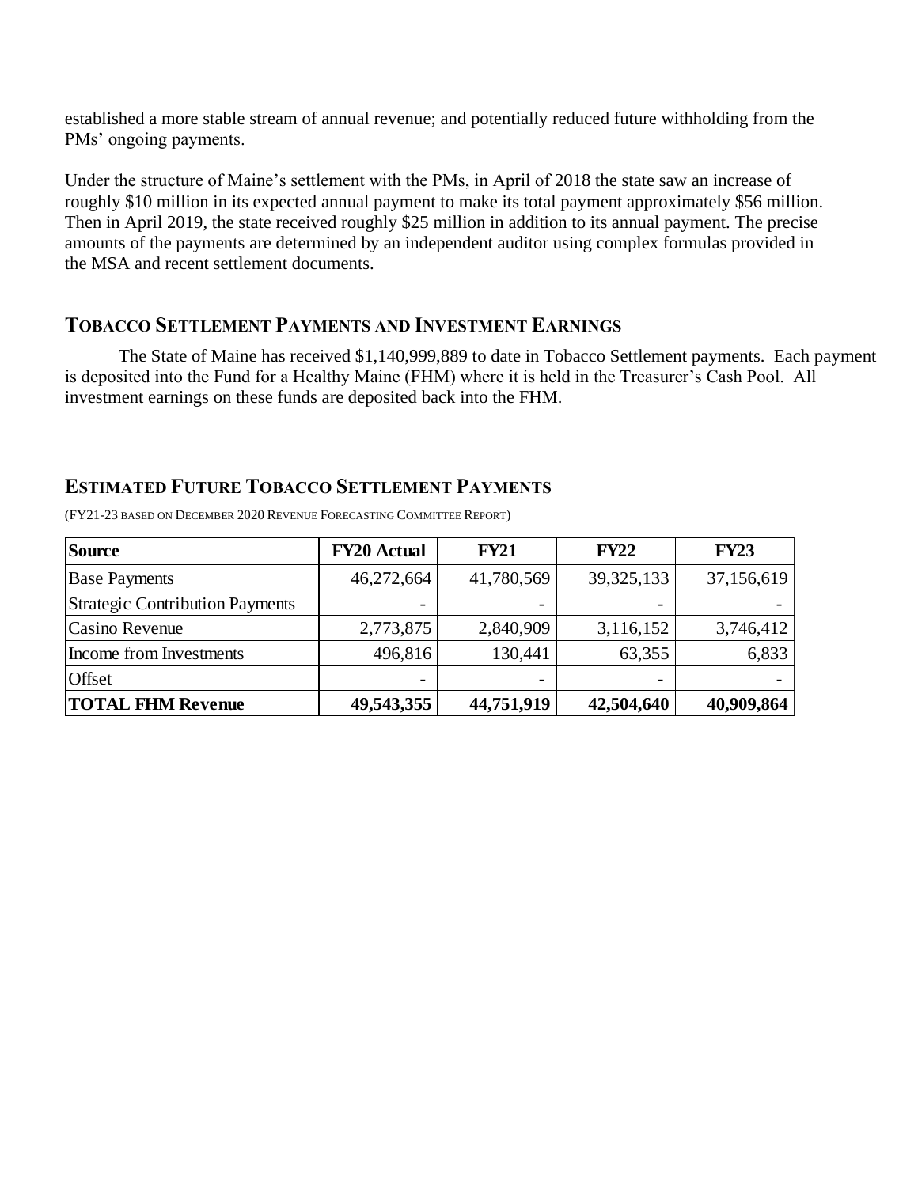established a more stable stream of annual revenue; and potentially reduced future withholding from the PMs' ongoing payments.

Under the structure of Maine's settlement with the PMs, in April of 2018 the state saw an increase of roughly $10 million in its expected annual payment to make its total payment approximately $56 million. Then in April 2019, the state received roughly $25 million in addition to its annual payment. The precise amounts of the payments are determined by an independent auditor using complex formulas provided in the MSA and recent settlement documents.

## TOBACCO SETTLEMENT PAYMENTS AND INVESTMENT EARNINGS

The State of Maine has received $1,140,999,889 to date in Tobacco Settlement payments. Each payment is deposited into the Fund for a Healthy Maine (FHM) where it is held in the Treasurer's Cash Pool. All investment earnings on these funds are deposited back into the FHM.

## ESTIMATED FUTURE TOBACCO SETTLEMENT PAYMENTS

(FY21-23 BASED ON DECEMBER 2020 REVENUE FORECASTING COMMITTEE REPORT)

| **Source** | **FY20 Actual** | **FY21** | **FY22** | **FY23** |
|---|---|---|---|---|
| Base Payments | 46,272,664 | 41,780,569 | 39,325,133 | 37,156,619 |
| Strategic Contribution Payments | - | - | - | - |
| Casino Revenue | 2,773,875 | 2,840,909 | 3,116,152 | 3,746,412 |
| Income from Investments | 496,816 | 130,441 | 63,355 | 6,833 |
| Offset | - | - | - | - |
| **TOTAL FHM Revenue** | **49,543,355** | **44,751,919** | **42,504,640** | **40,909,864** |